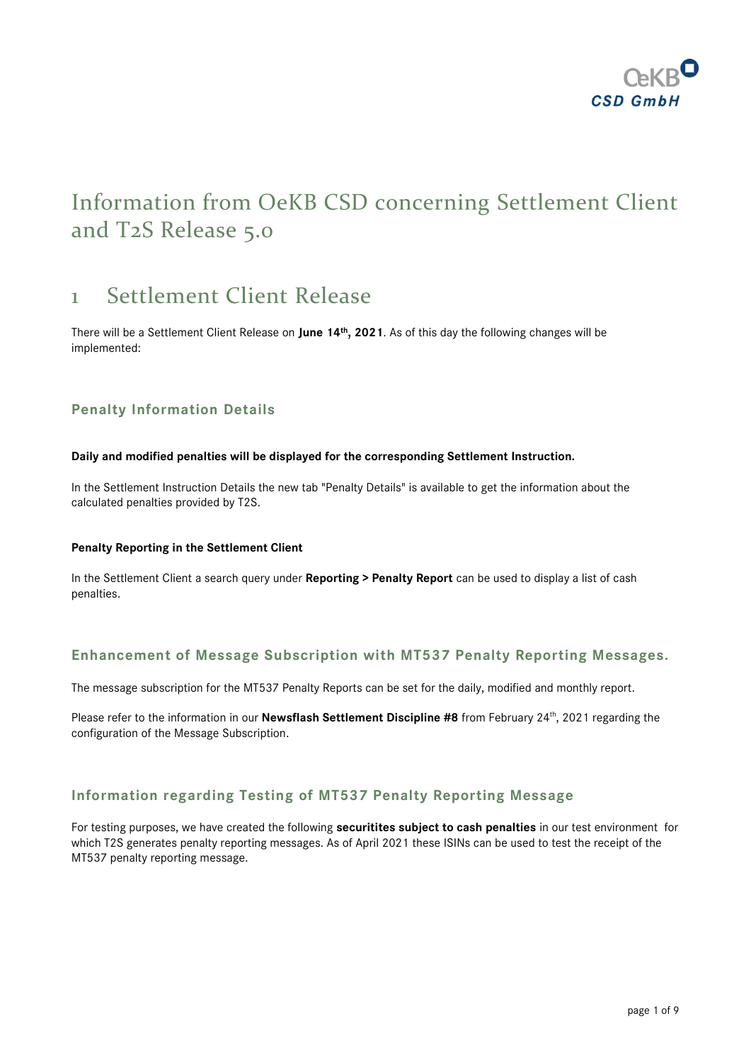# Information from OeKB CSD concerning Settlement Client and T2S Release 5.0

## 1 Settlement Client Release

There will be a Settlement Client Release on **June 14th, 2021**. As of this day the following changes will be implemented:

### Penalty Information Details

**Daily and modified penalties will be displayed for the corresponding Settlement Instruction.**

In the Settlement Instruction Details the new tab "Penalty Details" is available to get the information about the calculated penalties provided by T2S.

**Penalty Reporting in the Settlement Client**

In the Settlement Client a search query under **Reporting > Penalty Report** can be used to display a list of cash penalties.

### Enhancement of Message Subscription with MT537 Penalty Reporting Messages.

The message subscription for the MT537 Penalty Reports can be set for the daily, modified and monthly report.

Please refer to the information in our **Newsflash Settlement Discipline #8** from February 24th, 2021 regarding the configuration of the Message Subscription.

### Information regarding Testing of MT537 Penalty Reporting Message

For testing purposes, we have created the following **securitites subject to cash penalties** in our test environment for which T2S generates penalty reporting messages. As of April 2021 these ISINs can be used to test the receipt of the MT537 penalty reporting message.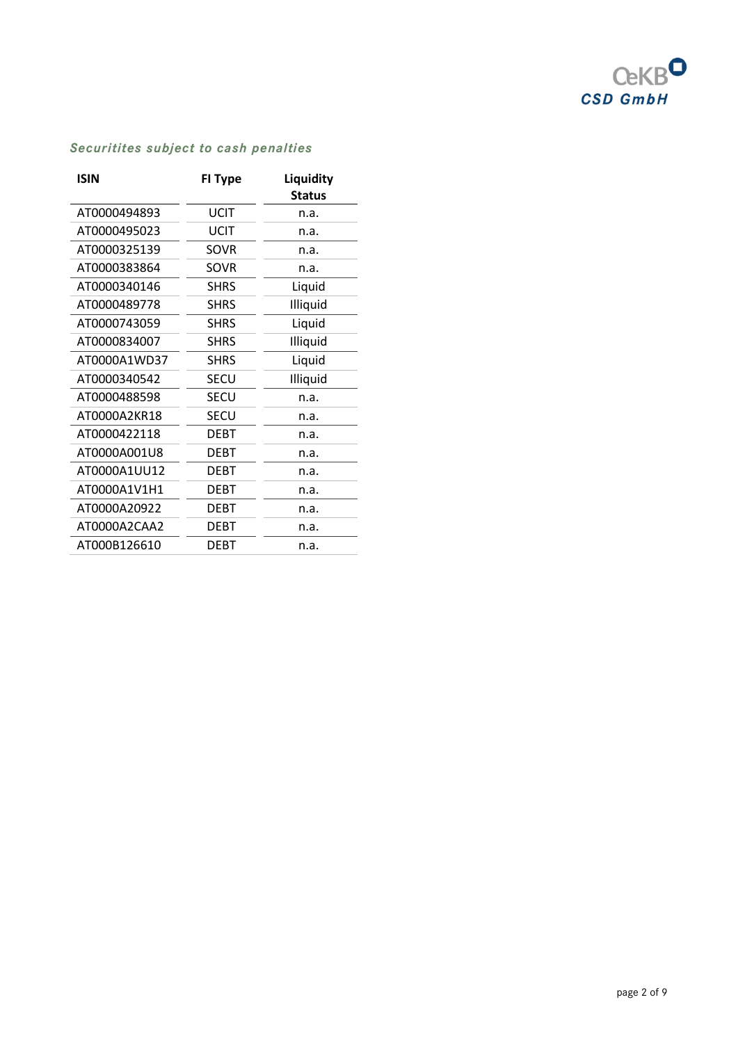*Securitites subject to cash penalties*

| ISIN | FI Type | Liquidity Status |
|---|---|---|
| AT0000494893 | UCIT | n.a. |
| AT0000495023 | UCIT | n.a. |
| AT0000325139 | SOVR | n.a. |
| AT0000383864 | SOVR | n.a. |
| AT0000340146 | SHRS | Liquid |
| AT0000489778 | SHRS | Illiquid |
| AT0000743059 | SHRS | Liquid |
| AT0000834007 | SHRS | Illiquid |
| AT0000A1WD37 | SHRS | Liquid |
| AT0000340542 | SECU | Illiquid |
| AT0000488598 | SECU | n.a. |
| AT0000A2KR18 | SECU | n.a. |
| AT0000422118 | DEBT | n.a. |
| AT0000A001U8 | DEBT | n.a. |
| AT0000A1UU12 | DEBT | n.a. |
| AT0000A1V1H1 | DEBT | n.a. |
| AT0000A20922 | DEBT | n.a. |
| AT0000A2CAA2 | DEBT | n.a. |
| AT000B126610 | DEBT | n.a. |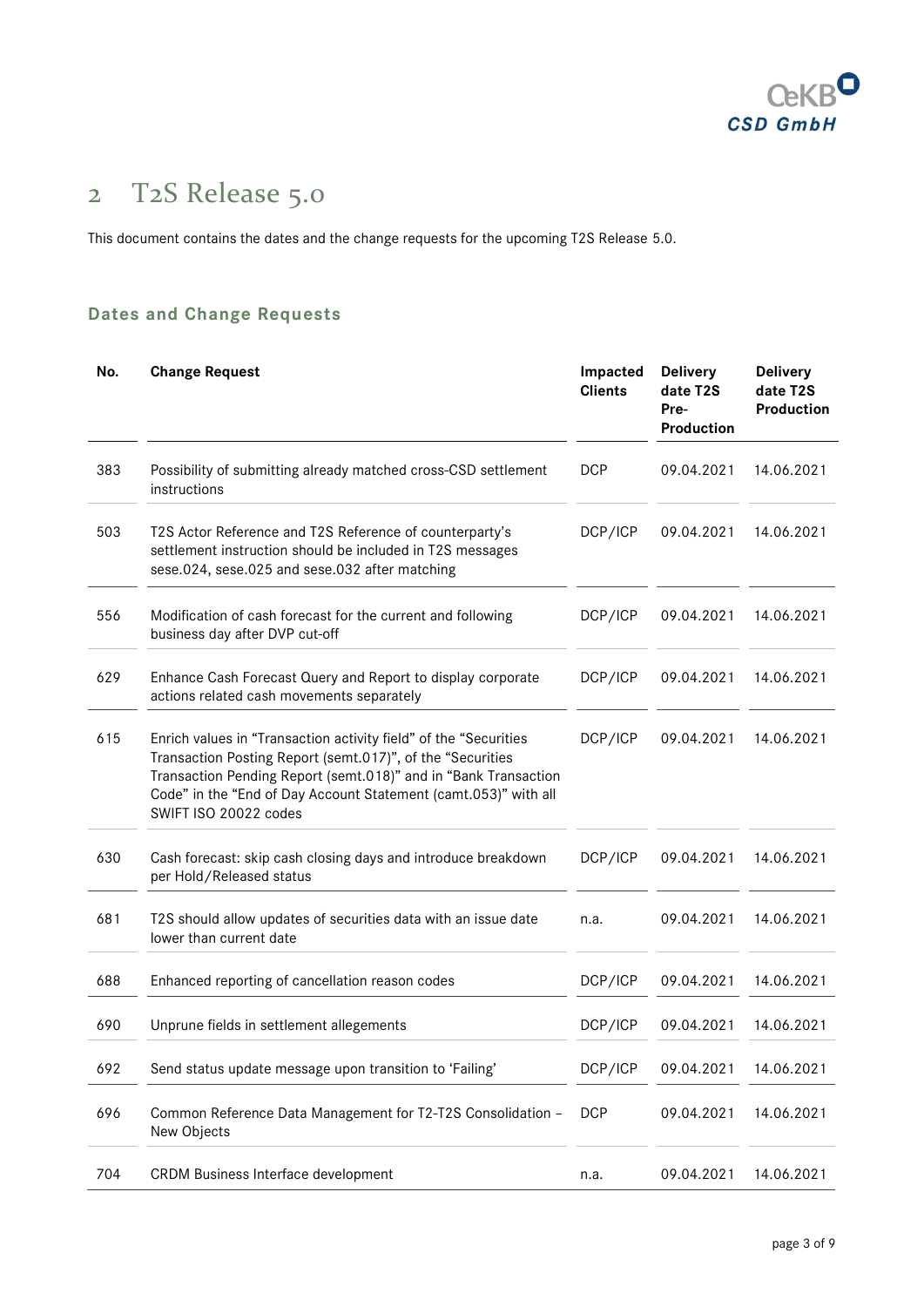# 2 T2S Release 5.0

This document contains the dates and the change requests for the upcoming T2S Release 5.0.

### Dates and Change Requests

| No. | Change Request | Impacted Clients | Delivery date T2S Pre-Production | Delivery date T2S Production |
|---|---|---|---|---|
| 383 | Possibility of submitting already matched cross-CSD settlement instructions | DCP | 09.04.2021 | 14.06.2021 |
| 503 | T2S Actor Reference and T2S Reference of counterparty's settlement instruction should be included in T2S messages sese.024, sese.025 and sese.032 after matching | DCP/ICP | 09.04.2021 | 14.06.2021 |
| 556 | Modification of cash forecast for the current and following business day after DVP cut-off | DCP/ICP | 09.04.2021 | 14.06.2021 |
| 629 | Enhance Cash Forecast Query and Report to display corporate actions related cash movements separately | DCP/ICP | 09.04.2021 | 14.06.2021 |
| 615 | Enrich values in "Transaction activity field" of the "Securities Transaction Posting Report (semt.017)", of the "Securities Transaction Pending Report (semt.018)" and in "Bank Transaction Code" in the "End of Day Account Statement (camt.053)" with all SWIFT ISO 20022 codes | DCP/ICP | 09.04.2021 | 14.06.2021 |
| 630 | Cash forecast: skip cash closing days and introduce breakdown per Hold/Released status | DCP/ICP | 09.04.2021 | 14.06.2021 |
| 681 | T2S should allow updates of securities data with an issue date lower than current date | n.a. | 09.04.2021 | 14.06.2021 |
| 688 | Enhanced reporting of cancellation reason codes | DCP/ICP | 09.04.2021 | 14.06.2021 |
| 690 | Unprune fields in settlement allegements | DCP/ICP | 09.04.2021 | 14.06.2021 |
| 692 | Send status update message upon transition to 'Failing' | DCP/ICP | 09.04.2021 | 14.06.2021 |
| 696 | Common Reference Data Management for T2-T2S Consolidation – New Objects | DCP | 09.04.2021 | 14.06.2021 |
| 704 | CRDM Business Interface development | n.a. | 09.04.2021 | 14.06.2021 |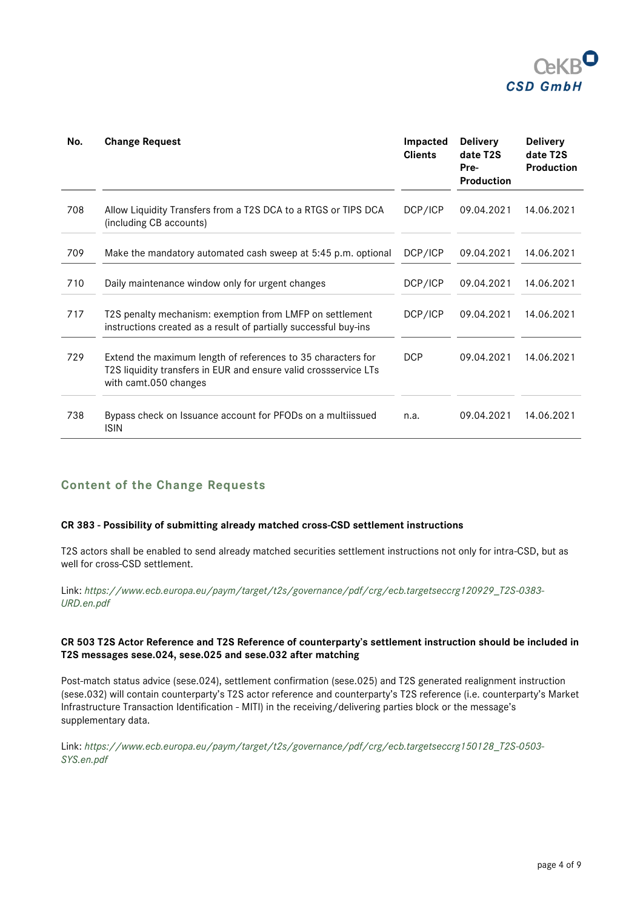| No. | Change Request | Impacted Clients | Delivery date T2S Pre-Production | Delivery date T2S Production |
|---|---|---|---|---|
| 708 | Allow Liquidity Transfers from a T2S DCA to a RTGS or TIPS DCA (including CB accounts) | DCP/ICP | 09.04.2021 | 14.06.2021 |
| 709 | Make the mandatory automated cash sweep at 5:45 p.m. optional | DCP/ICP | 09.04.2021 | 14.06.2021 |
| 710 | Daily maintenance window only for urgent changes | DCP/ICP | 09.04.2021 | 14.06.2021 |
| 717 | T2S penalty mechanism: exemption from LMFP on settlement instructions created as a result of partially successful buy-ins | DCP/ICP | 09.04.2021 | 14.06.2021 |
| 729 | Extend the maximum length of references to 35 characters for T2S liquidity transfers in EUR and ensure valid crossservice LTs with camt.050 changes | DCP | 09.04.2021 | 14.06.2021 |
| 738 | Bypass check on Issuance account for PFODs on a multiissued ISIN | n.a. | 09.04.2021 | 14.06.2021 |

## Content of the Change Requests

**CR 383 - Possibility of submitting already matched cross-CSD settlement instructions**

T2S actors shall be enabled to send already matched securities settlement instructions not only for intra-CSD, but as well for cross-CSD settlement.

Link: *https://www.ecb.europa.eu/paym/target/t2s/governance/pdf/crg/ecb.targetseccrg120929_T2S-0383-URD.en.pdf*

**CR 503 T2S Actor Reference and T2S Reference of counterparty's settlement instruction should be included in T2S messages sese.024, sese.025 and sese.032 after matching**

Post-match status advice (sese.024), settlement confirmation (sese.025) and T2S generated realignment instruction (sese.032) will contain counterparty's T2S actor reference and counterparty's T2S reference (i.e. counterparty's Market Infrastructure Transaction Identification - MITI) in the receiving/delivering parties block or the message's supplementary data.

Link: *https://www.ecb.europa.eu/paym/target/t2s/governance/pdf/crg/ecb.targetseccrg150128_T2S-0503-SYS.en.pdf*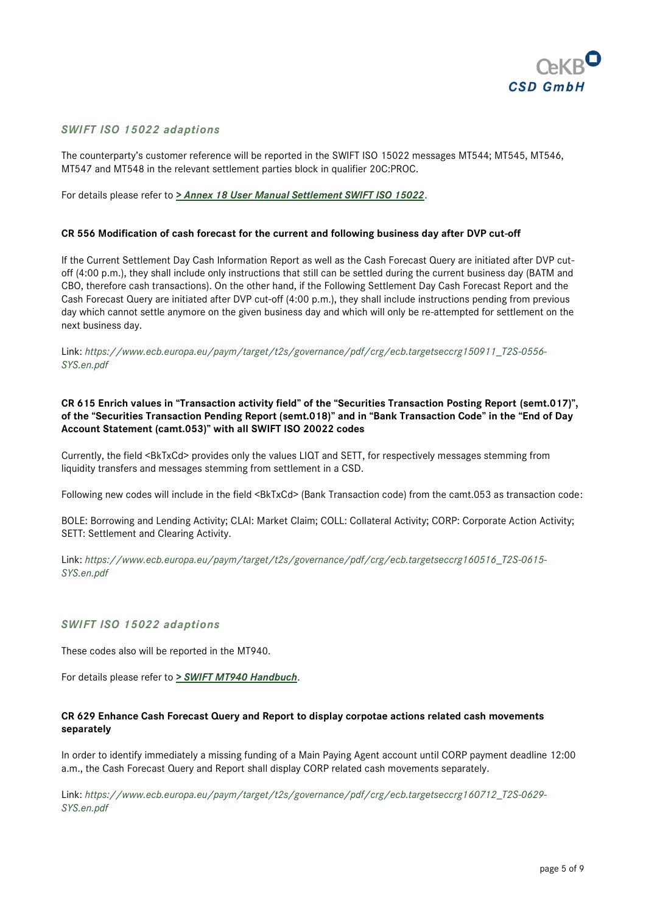### *SWIFT ISO 15022 adaptions*

The counterparty's customer reference will be reported in the SWIFT ISO 15022 messages MT544; MT545, MT546, MT547 and MT548 in the relevant settlement parties block in qualifier 20C:PROC.

For details please refer to ***> Annex 18 User Manual Settlement SWIFT ISO 15022***.

**CR 556 Modification of cash forecast for the current and following business day after DVP cut-off**

If the Current Settlement Day Cash Information Report as well as the Cash Forecast Query are initiated after DVP cut-off (4:00 p.m.), they shall include only instructions that still can be settled during the current business day (BATM and CBO, therefore cash transactions). On the other hand, if the Following Settlement Day Cash Forecast Report and the Cash Forecast Query are initiated after DVP cut-off (4:00 p.m.), they shall include instructions pending from previous day which cannot settle anymore on the given business day and which will only be re-attempted for settlement on the next business day.

Link: *https://www.ecb.europa.eu/paym/target/t2s/governance/pdf/crg/ecb.targetseccrg150911_T2S-0556-SYS.en.pdf*

**CR 615 Enrich values in "Transaction activity field" of the "Securities Transaction Posting Report (semt.017)", of the "Securities Transaction Pending Report (semt.018)" and in "Bank Transaction Code" in the "End of Day Account Statement (camt.053)" with all SWIFT ISO 20022 codes**

Currently, the field <BkTxCd> provides only the values LIQT and SETT, for respectively messages stemming from liquidity transfers and messages stemming from settlement in a CSD.

Following new codes will include in the field <BkTxCd> (Bank Transaction code) from the camt.053 as transaction code:

BOLE: Borrowing and Lending Activity; CLAI: Market Claim; COLL: Collateral Activity; CORP: Corporate Action Activity; SETT: Settlement and Clearing Activity.

Link: *https://www.ecb.europa.eu/paym/target/t2s/governance/pdf/crg/ecb.targetseccrg160516_T2S-0615-SYS.en.pdf*

### *SWIFT ISO 15022 adaptions*

These codes also will be reported in the MT940.

For details please refer to ***> SWIFT MT940 Handbuch***.

**CR 629 Enhance Cash Forecast Query and Report to display corpotae actions related cash movements separately**

In order to identify immediately a missing funding of a Main Paying Agent account until CORP payment deadline 12:00 a.m., the Cash Forecast Query and Report shall display CORP related cash movements separately.

Link: *https://www.ecb.europa.eu/paym/target/t2s/governance/pdf/crg/ecb.targetseccrg160712_T2S-0629-SYS.en.pdf*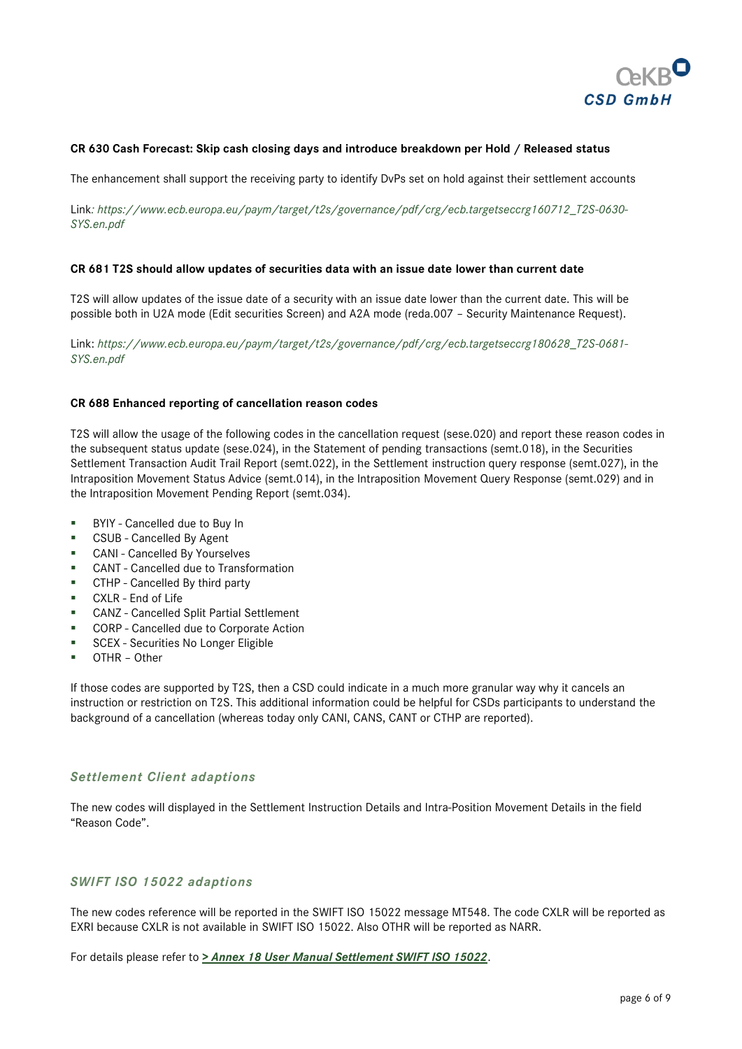**CR 630 Cash Forecast: Skip cash closing days and introduce breakdown per Hold / Released status**

The enhancement shall support the receiving party to identify DvPs set on hold against their settlement accounts

Link*: https://www.ecb.europa.eu/paym/target/t2s/governance/pdf/crg/ecb.targetseccrg160712_T2S-0630-SYS.en.pdf*

**CR 681 T2S should allow updates of securities data with an issue date lower than current date**

T2S will allow updates of the issue date of a security with an issue date lower than the current date. This will be possible both in U2A mode (Edit securities Screen) and A2A mode (reda.007 – Security Maintenance Request).

Link: *https://www.ecb.europa.eu/paym/target/t2s/governance/pdf/crg/ecb.targetseccrg180628_T2S-0681-SYS.en.pdf*

**CR 688 Enhanced reporting of cancellation reason codes**

T2S will allow the usage of the following codes in the cancellation request (sese.020) and report these reason codes in the subsequent status update (sese.024), in the Statement of pending transactions (semt.018), in the Securities Settlement Transaction Audit Trail Report (semt.022), in the Settlement instruction query response (semt.027), in the Intraposition Movement Status Advice (semt.014), in the Intraposition Movement Query Response (semt.029) and in the Intraposition Movement Pending Report (semt.034).

- BYIY - Cancelled due to Buy In
- CSUB - Cancelled By Agent
- CANI - Cancelled By Yourselves
- CANT - Cancelled due to Transformation
- CTHP - Cancelled By third party
- CXLR - End of Life
- CANZ - Cancelled Split Partial Settlement
- CORP - Cancelled due to Corporate Action
- SCEX - Securities No Longer Eligible
- OTHR – Other

If those codes are supported by T2S, then a CSD could indicate in a much more granular way why it cancels an instruction or restriction on T2S. This additional information could be helpful for CSDs participants to understand the background of a cancellation (whereas today only CANI, CANS, CANT or CTHP are reported).

### *Settlement Client adaptions*

The new codes will displayed in the Settlement Instruction Details and Intra-Position Movement Details in the field "Reason Code".

### *SWIFT ISO 15022 adaptions*

The new codes reference will be reported in the SWIFT ISO 15022 message MT548. The code CXLR will be reported as EXRI because CXLR is not available in SWIFT ISO 15022. Also OTHR will be reported as NARR.

For details please refer to ***> Annex 18 User Manual Settlement SWIFT ISO 15022***.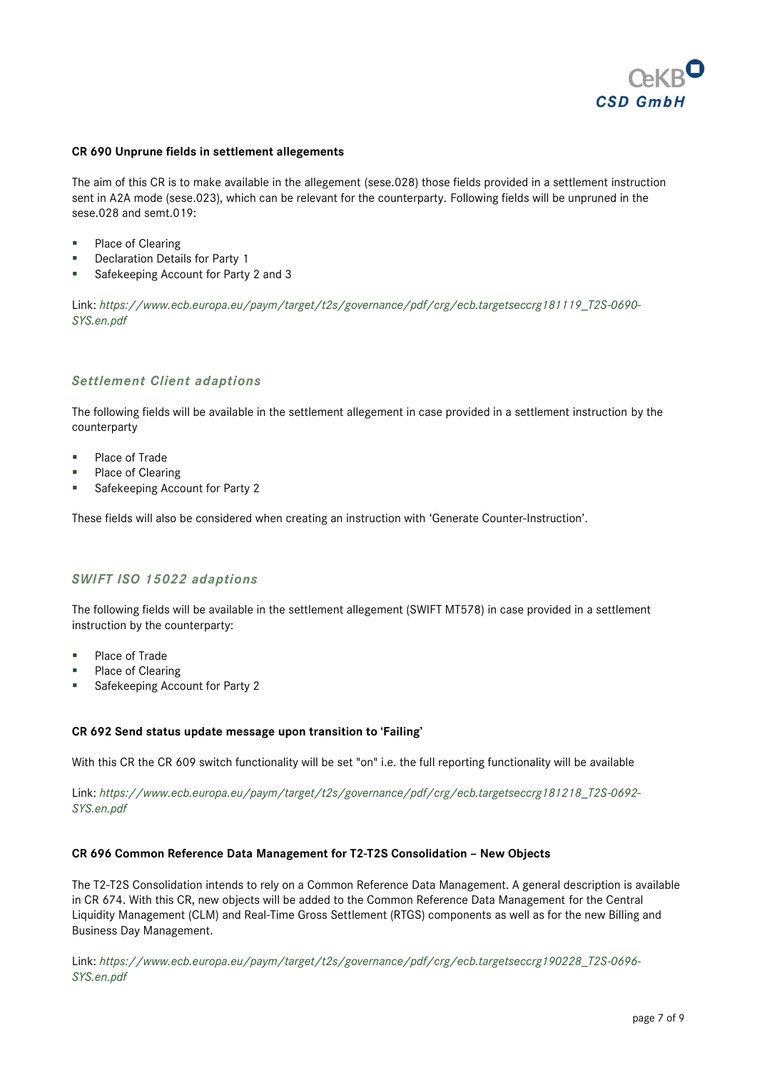**CR 690 Unprune fields in settlement allegements**

The aim of this CR is to make available in the allegement (sese.028) those fields provided in a settlement instruction sent in A2A mode (sese.023), which can be relevant for the counterparty. Following fields will be unpruned in the sese.028 and semt.019:

- Place of Clearing
- Declaration Details for Party 1
- Safekeeping Account for Party 2 and 3

Link: *https://www.ecb.europa.eu/paym/target/t2s/governance/pdf/crg/ecb.targetseccrg181119_T2S-0690-SYS.en.pdf*

### *Settlement Client adaptions*

The following fields will be available in the settlement allegement in case provided in a settlement instruction by the counterparty

- Place of Trade
- Place of Clearing
- Safekeeping Account for Party 2

These fields will also be considered when creating an instruction with 'Generate Counter-Instruction'.

### *SWIFT ISO 15022 adaptions*

The following fields will be available in the settlement allegement (SWIFT MT578) in case provided in a settlement instruction by the counterparty:

- Place of Trade
- Place of Clearing
- Safekeeping Account for Party 2

**CR 692 Send status update message upon transition to 'Failing'**

With this CR the CR 609 switch functionality will be set "on" i.e. the full reporting functionality will be available

Link: *https://www.ecb.europa.eu/paym/target/t2s/governance/pdf/crg/ecb.targetseccrg181218_T2S-0692-SYS.en.pdf*

**CR 696 Common Reference Data Management for T2-T2S Consolidation – New Objects**

The T2-T2S Consolidation intends to rely on a Common Reference Data Management. A general description is available in CR 674. With this CR, new objects will be added to the Common Reference Data Management for the Central Liquidity Management (CLM) and Real-Time Gross Settlement (RTGS) components as well as for the new Billing and Business Day Management.

Link: *https://www.ecb.europa.eu/paym/target/t2s/governance/pdf/crg/ecb.targetseccrg190228_T2S-0696-SYS.en.pdf*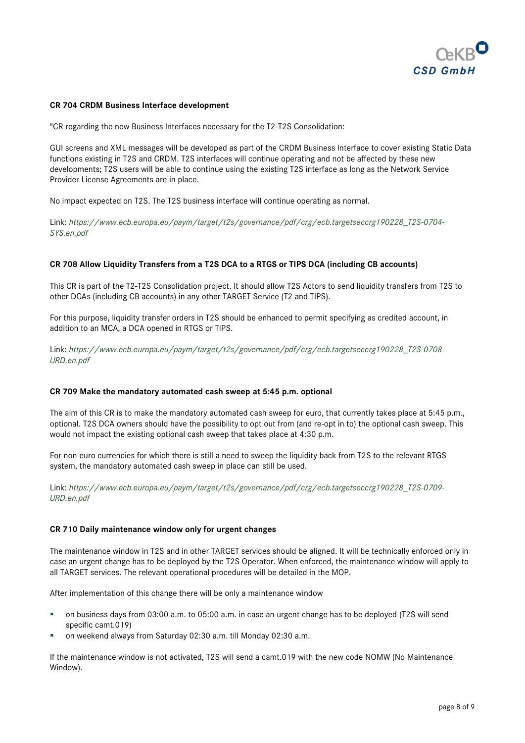**CR 704 CRDM Business Interface development**

"CR regarding the new Business Interfaces necessary for the T2-T2S Consolidation:

GUI screens and XML messages will be developed as part of the CRDM Business Interface to cover existing Static Data functions existing in T2S and CRDM. T2S interfaces will continue operating and not be affected by these new developments; T2S users will be able to continue using the existing T2S interface as long as the Network Service Provider License Agreements are in place.

No impact expected on T2S. The T2S business interface will continue operating as normal.

Link: *https://www.ecb.europa.eu/paym/target/t2s/governance/pdf/crg/ecb.targetseccrg190228_T2S-0704-SYS.en.pdf*

**CR 708 Allow Liquidity Transfers from a T2S DCA to a RTGS or TIPS DCA (including CB accounts)**

This CR is part of the T2-T2S Consolidation project. It should allow T2S Actors to send liquidity transfers from T2S to other DCAs (including CB accounts) in any other TARGET Service (T2 and TIPS).

For this purpose, liquidity transfer orders in T2S should be enhanced to permit specifying as credited account, in addition to an MCA, a DCA opened in RTGS or TIPS.

Link: *https://www.ecb.europa.eu/paym/target/t2s/governance/pdf/crg/ecb.targetseccrg190228_T2S-0708-URD.en.pdf*

**CR 709 Make the mandatory automated cash sweep at 5:45 p.m. optional**

The aim of this CR is to make the mandatory automated cash sweep for euro, that currently takes place at 5:45 p.m., optional. T2S DCA owners should have the possibility to opt out from (and re-opt in to) the optional cash sweep. This would not impact the existing optional cash sweep that takes place at 4:30 p.m.

For non-euro currencies for which there is still a need to sweep the liquidity back from T2S to the relevant RTGS system, the mandatory automated cash sweep in place can still be used.

Link: *https://www.ecb.europa.eu/paym/target/t2s/governance/pdf/crg/ecb.targetseccrg190228_T2S-0709-URD.en.pdf*

**CR 710 Daily maintenance window only for urgent changes**

The maintenance window in T2S and in other TARGET services should be aligned. It will be technically enforced only in case an urgent change has to be deployed by the T2S Operator. When enforced, the maintenance window will apply to all TARGET services. The relevant operational procedures will be detailed in the MOP.

After implementation of this change there will be only a maintenance window

- on business days from 03:00 a.m. to 05:00 a.m. in case an urgent change has to be deployed (T2S will send specific camt.019)
- on weekend always from Saturday 02:30 a.m. till Monday 02:30 a.m.

If the maintenance window is not activated, T2S will send a camt.019 with the new code NOMW (No Maintenance Window).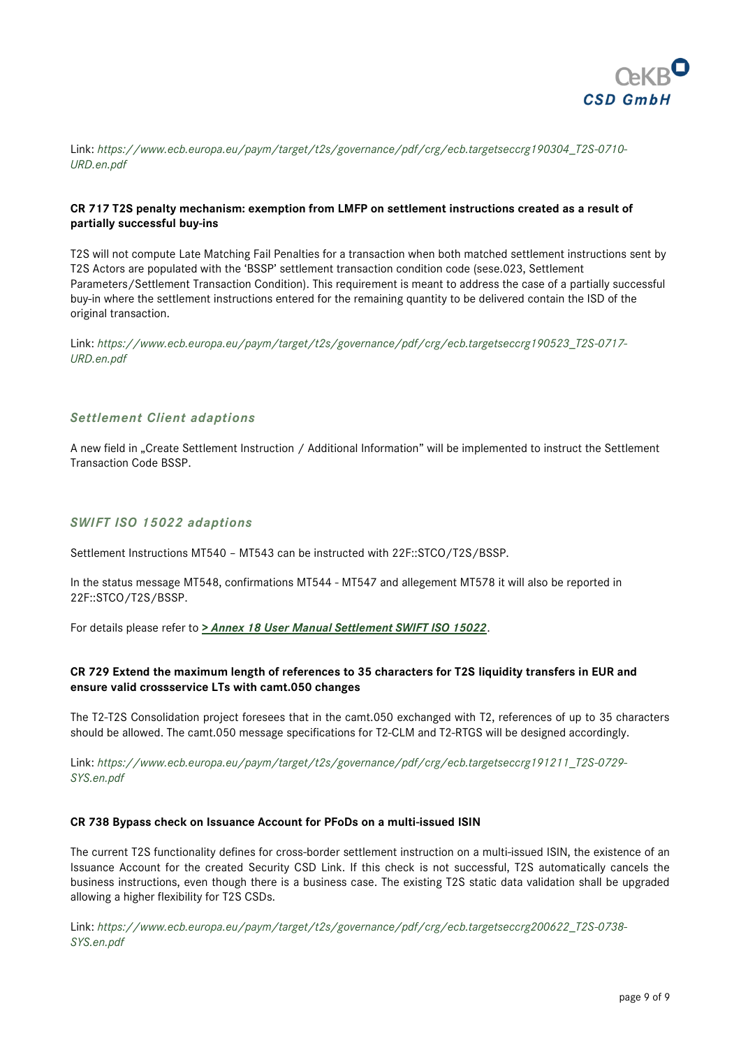Link: *https://www.ecb.europa.eu/paym/target/t2s/governance/pdf/crg/ecb.targetseccrg190304_T2S-0710-URD.en.pdf*

**CR 717 T2S penalty mechanism: exemption from LMFP on settlement instructions created as a result of partially successful buy-ins**

T2S will not compute Late Matching Fail Penalties for a transaction when both matched settlement instructions sent by T2S Actors are populated with the 'BSSP' settlement transaction condition code (sese.023, Settlement Parameters/Settlement Transaction Condition). This requirement is meant to address the case of a partially successful buy-in where the settlement instructions entered for the remaining quantity to be delivered contain the ISD of the original transaction.

Link: *https://www.ecb.europa.eu/paym/target/t2s/governance/pdf/crg/ecb.targetseccrg190523_T2S-0717-URD.en.pdf*

### *Settlement Client adaptions*

A new field in „Create Settlement Instruction / Additional Information" will be implemented to instruct the Settlement Transaction Code BSSP.

### *SWIFT ISO 15022 adaptions*

Settlement Instructions MT540 – MT543 can be instructed with 22F::STCO/T2S/BSSP.

In the status message MT548, confirmations MT544 - MT547 and allegement MT578 it will also be reported in 22F::STCO/T2S/BSSP.

For details please refer to ***> Annex 18 User Manual Settlement SWIFT ISO 15022***.

**CR 729 Extend the maximum length of references to 35 characters for T2S liquidity transfers in EUR and ensure valid crossservice LTs with camt.050 changes**

The T2-T2S Consolidation project foresees that in the camt.050 exchanged with T2, references of up to 35 characters should be allowed. The camt.050 message specifications for T2-CLM and T2-RTGS will be designed accordingly.

Link: *https://www.ecb.europa.eu/paym/target/t2s/governance/pdf/crg/ecb.targetseccrg191211_T2S-0729-SYS.en.pdf*

**CR 738 Bypass check on Issuance Account for PFoDs on a multi-issued ISIN**

The current T2S functionality defines for cross-border settlement instruction on a multi-issued ISIN, the existence of an Issuance Account for the created Security CSD Link. If this check is not successful, T2S automatically cancels the business instructions, even though there is a business case. The existing T2S static data validation shall be upgraded allowing a higher flexibility for T2S CSDs.

Link: *https://www.ecb.europa.eu/paym/target/t2s/governance/pdf/crg/ecb.targetseccrg200622_T2S-0738-SYS.en.pdf*